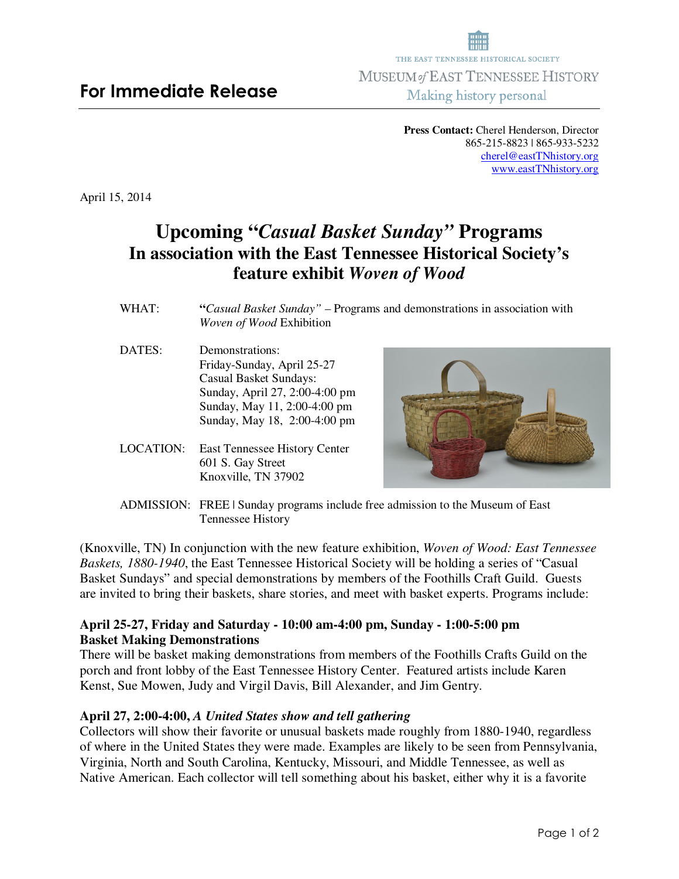THE EAST TENNESSEE HISTORICAL SOCIETY

MUSEUM *of* EAST TENNESSEE HISTORY

Making history personal

# For Immediate Release

**Press Contact:** Cherel Henderson, Director
865-215-8823 | 865-933-5232
cherel@eastTNhistory.org
www.eastTNhistory.org

April 15, 2014

# Upcoming "*Casual Basket Sunday*" Programs
## In association with the East Tennessee Historical Society's feature exhibit *Woven of Wood*

WHAT: **"***Casual Basket Sunday"* – Programs and demonstrations in association with *Woven of Wood* Exhibition

DATES: Demonstrations:
Friday-Sunday, April 25-27
Casual Basket Sundays:
Sunday, April 27, 2:00-4:00 pm
Sunday, May 11, 2:00-4:00 pm
Sunday, May 18, 2:00-4:00 pm

LOCATION: East Tennessee History Center
601 S. Gay Street
Knoxville, TN 37902

ADMISSION: FREE | Sunday programs include free admission to the Museum of East Tennessee History

(Knoxville, TN) In conjunction with the new feature exhibition, *Woven of Wood: East Tennessee Baskets, 1880-1940*, the East Tennessee Historical Society will be holding a series of "Casual Basket Sundays" and special demonstrations by members of the Foothills Craft Guild. Guests are invited to bring their baskets, share stories, and meet with basket experts. Programs include:

**April 25-27, Friday and Saturday - 10:00 am-4:00 pm, Sunday - 1:00-5:00 pm**
**Basket Making Demonstrations**
There will be basket making demonstrations from members of the Foothills Crafts Guild on the porch and front lobby of the East Tennessee History Center. Featured artists include Karen Kenst, Sue Mowen, Judy and Virgil Davis, Bill Alexander, and Jim Gentry.

**April 27, 2:00-4:00,** ***A United States show and tell gathering***
Collectors will show their favorite or unusual baskets made roughly from 1880-1940, regardless of where in the United States they were made. Examples are likely to be seen from Pennsylvania, Virginia, North and South Carolina, Kentucky, Missouri, and Middle Tennessee, as well as Native American. Each collector will tell something about his basket, either why it is a favorite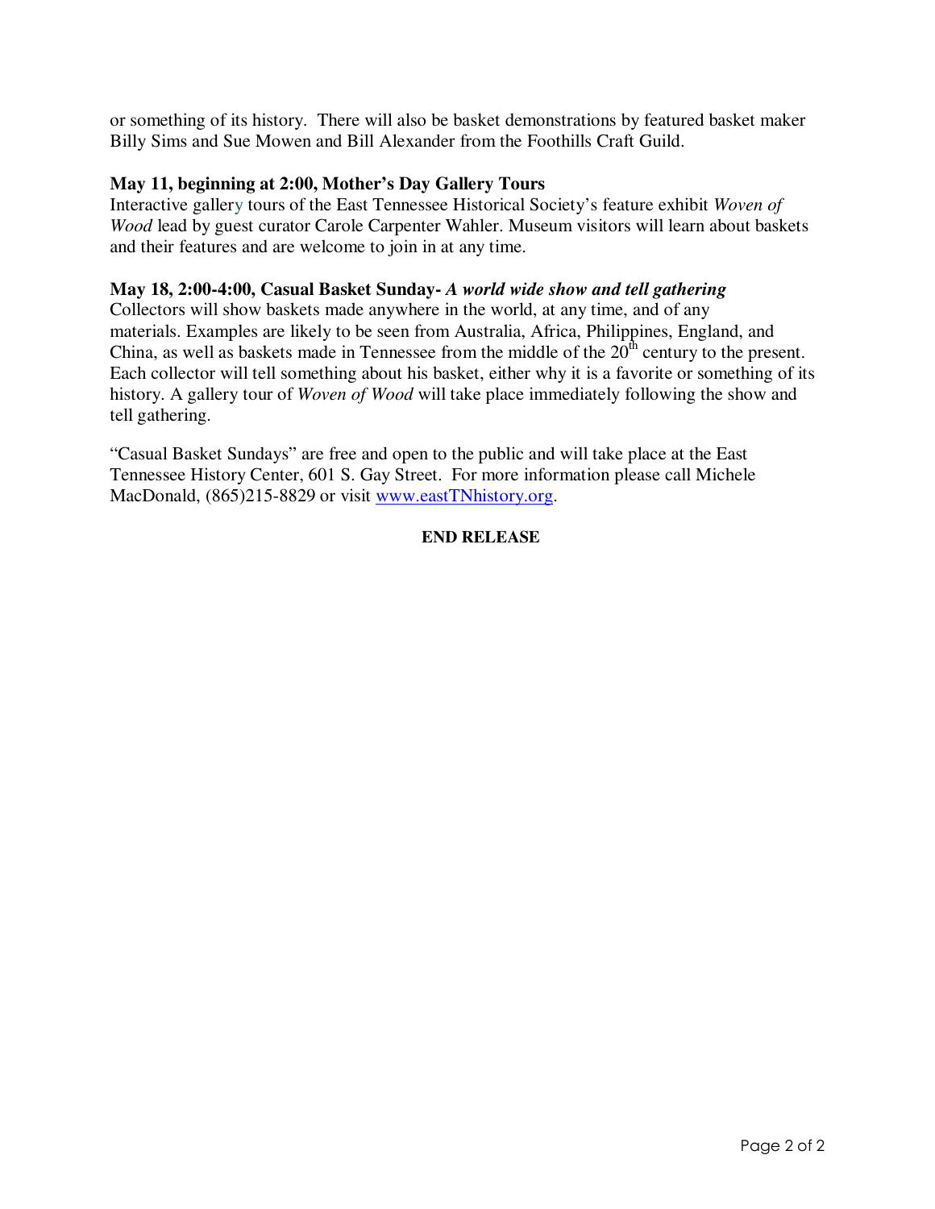or something of its history. There will also be basket demonstrations by featured basket maker Billy Sims and Sue Mowen and Bill Alexander from the Foothills Craft Guild.

**May 11, beginning at 2:00, Mother's Day Gallery Tours**
Interactive gallery tours of the East Tennessee Historical Society's feature exhibit *Woven of Wood* lead by guest curator Carole Carpenter Wahler. Museum visitors will learn about baskets and their features and are welcome to join in at any time.

**May 18, 2:00-4:00, Casual Basket Sunday-** ***A world wide show and tell gathering***
Collectors will show baskets made anywhere in the world, at any time, and of any materials. Examples are likely to be seen from Australia, Africa, Philippines, England, and China, as well as baskets made in Tennessee from the middle of the 20th century to the present. Each collector will tell something about his basket, either why it is a favorite or something of its history. A gallery tour of *Woven of Wood* will take place immediately following the show and tell gathering.

"Casual Basket Sundays" are free and open to the public and will take place at the East Tennessee History Center, 601 S. Gay Street. For more information please call Michele MacDonald, (865)215-8829 or visit www.eastTNhistory.org.

**END RELEASE**